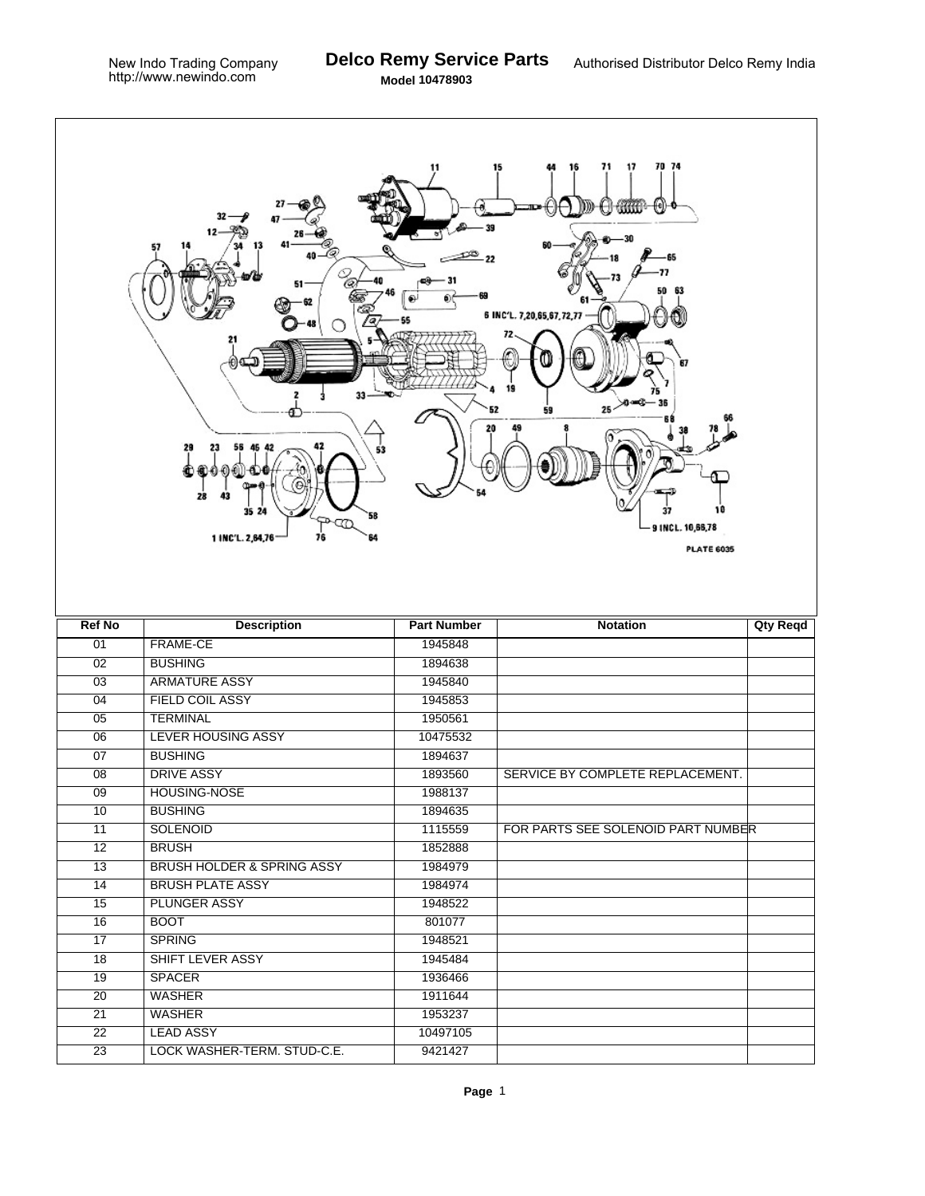New Indo Trading Company
http://www.newindo.com

# Delco Remy Service Parts

**Model 10478903**

Authorised Distributor Delco Remy India

| Ref No | Description | Part Number | Notation | Qty Reqd |
|---|---|---|---|---|
| 01 | FRAME-CE | 1945848 | | |
| 02 | BUSHING | 1894638 | | |
| 03 | ARMATURE ASSY | 1945840 | | |
| 04 | FIELD COIL ASSY | 1945853 | | |
| 05 | TERMINAL | 1950561 | | |
| 06 | LEVER HOUSING ASSY | 10475532 | | |
| 07 | BUSHING | 1894637 | | |
| 08 | DRIVE ASSY | 1893560 | SERVICE BY COMPLETE REPLACEMENT. | |
| 09 | HOUSING-NOSE | 1988137 | | |
| 10 | BUSHING | 1894635 | | |
| 11 | SOLENOID | 1115559 | FOR PARTS SEE SOLENOID PART NUMBER | |
| 12 | BRUSH | 1852888 | | |
| 13 | BRUSH HOLDER & SPRING ASSY | 1984979 | | |
| 14 | BRUSH PLATE ASSY | 1984974 | | |
| 15 | PLUNGER ASSY | 1948522 | | |
| 16 | BOOT | 801077 | | |
| 17 | SPRING | 1948521 | | |
| 18 | SHIFT LEVER ASSY | 1945484 | | |
| 19 | SPACER | 1936466 | | |
| 20 | WASHER | 1911644 | | |
| 21 | WASHER | 1953237 | | |
| 22 | LEAD ASSY | 10497105 | | |
| 23 | LOCK WASHER-TERM. STUD-C.E. | 9421427 | | |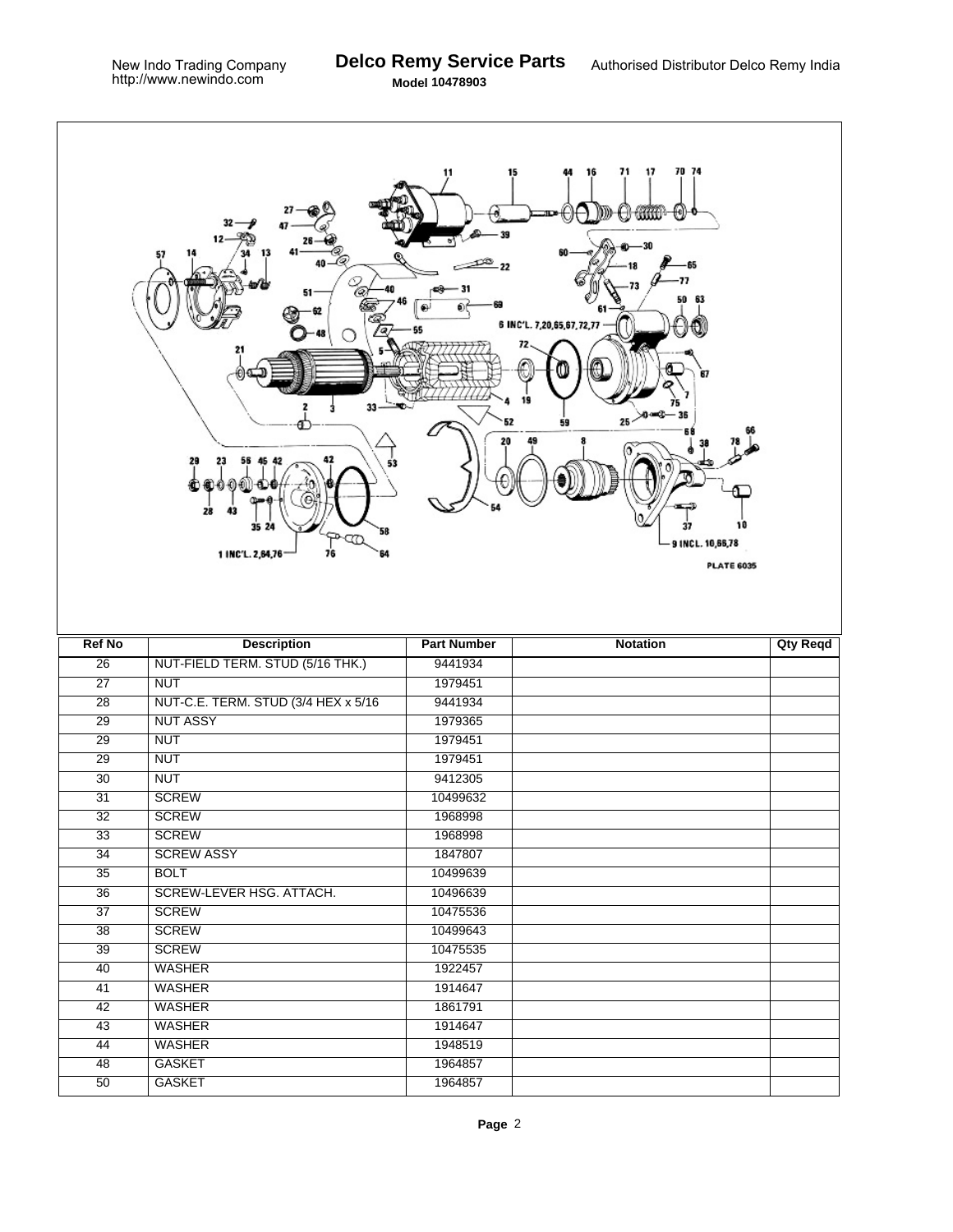| Ref No | Description | Part Number | Notation | Qty Reqd |
| --- | --- | --- | --- | --- |
| 26 | NUT-FIELD TERM. STUD (5/16 THK.) | 9441934 | | |
| 27 | NUT | 1979451 | | |
| 28 | NUT-C.E. TERM. STUD (3/4 HEX x 5/16 | 9441934 | | |
| 29 | NUT ASSY | 1979365 | | |
| 29 | NUT | 1979451 | | |
| 29 | NUT | 1979451 | | |
| 30 | NUT | 9412305 | | |
| 31 | SCREW | 10499632 | | |
| 32 | SCREW | 1968998 | | |
| 33 | SCREW | 1968998 | | |
| 34 | SCREW ASSY | 1847807 | | |
| 35 | BOLT | 10499639 | | |
| 36 | SCREW-LEVER HSG. ATTACH. | 10496639 | | |
| 37 | SCREW | 10475536 | | |
| 38 | SCREW | 10499643 | | |
| 39 | SCREW | 10475535 | | |
| 40 | WASHER | 1922457 | | |
| 41 | WASHER | 1914647 | | |
| 42 | WASHER | 1861791 | | |
| 43 | WASHER | 1914647 | | |
| 44 | WASHER | 1948519 | | |
| 48 | GASKET | 1964857 | | |
| 50 | GASKET | 1964857 | | |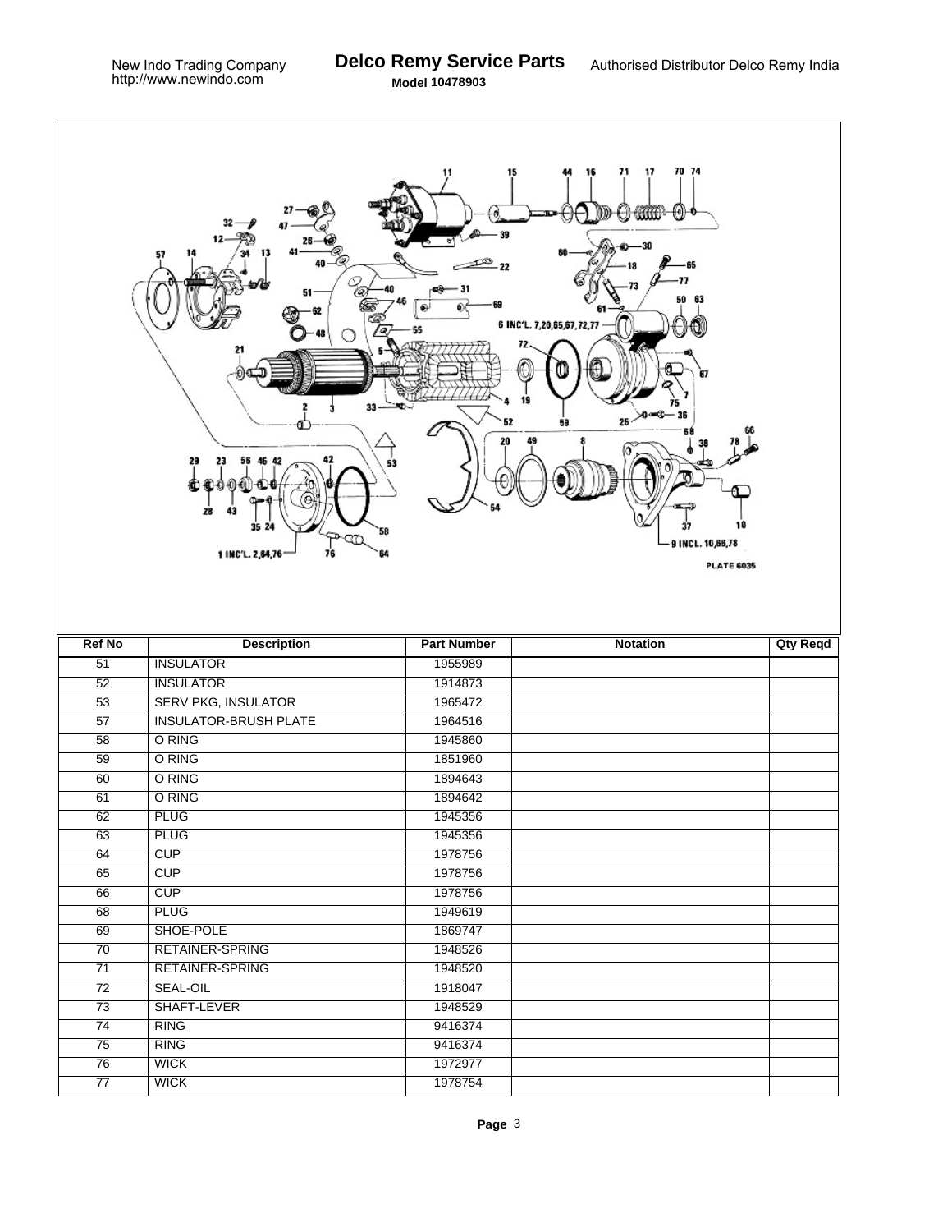| Ref No | Description | Part Number | Notation | Qty Reqd |
| --- | --- | --- | --- | --- |
| 51 | INSULATOR | 1955989 | | |
| 52 | INSULATOR | 1914873 | | |
| 53 | SERV PKG, INSULATOR | 1965472 | | |
| 57 | INSULATOR-BRUSH PLATE | 1964516 | | |
| 58 | O RING | 1945860 | | |
| 59 | O RING | 1851960 | | |
| 60 | O RING | 1894643 | | |
| 61 | O RING | 1894642 | | |
| 62 | PLUG | 1945356 | | |
| 63 | PLUG | 1945356 | | |
| 64 | CUP | 1978756 | | |
| 65 | CUP | 1978756 | | |
| 66 | CUP | 1978756 | | |
| 68 | PLUG | 1949619 | | |
| 69 | SHOE-POLE | 1869747 | | |
| 70 | RETAINER-SPRING | 1948526 | | |
| 71 | RETAINER-SPRING | 1948520 | | |
| 72 | SEAL-OIL | 1918047 | | |
| 73 | SHAFT-LEVER | 1948529 | | |
| 74 | RING | 9416374 | | |
| 75 | RING | 9416374 | | |
| 76 | WICK | 1972977 | | |
| 77 | WICK | 1978754 | | |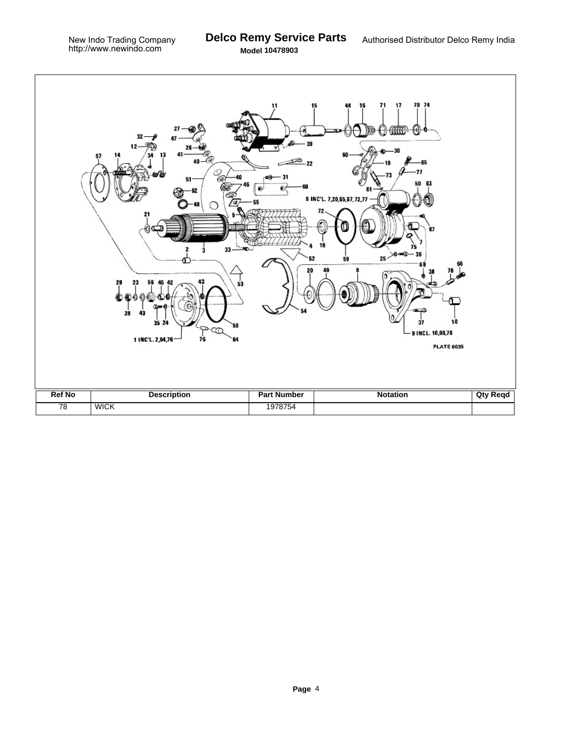| Ref No | Description | Part Number | Notation | Qty Reqd |
| --- | --- | --- | --- | --- |
| 78 | WICK | 1978754 | | |